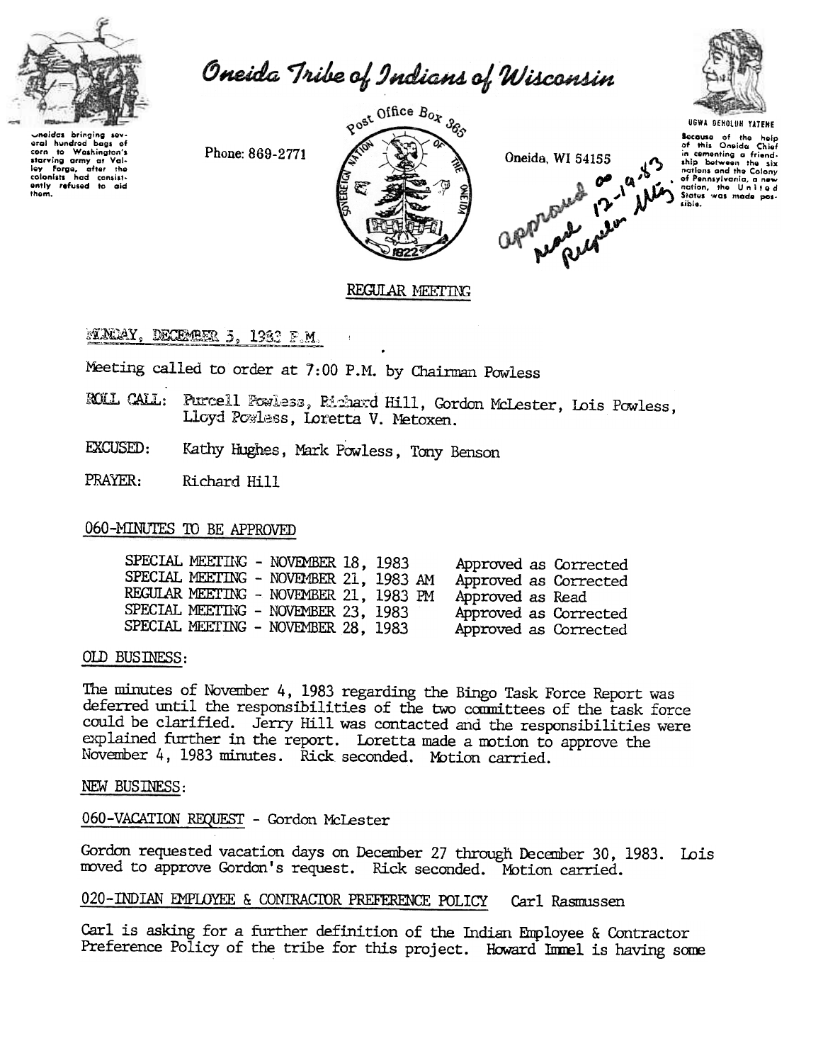# Oneida Tribe of Indians of Wisconsin

Oneidas bringing several hundred bags of corn to Washington's starving army at Valley Forge, after the colonists had consistently refused to aid them.

Phone: 869-2771

Post Office Box 365
Oneida, WI 54155

UGWA DEHOLUH YATEHE

Because of the help of this Oneida Chief in cementing a friendship between the six nations and the Colony of Pennsylvania, a new nation, the United States was made possible.

approved as read 12-19-83 Regular Mtg.

## REGULAR MEETING

MONDAY, DECEMBER 5, 1983 P.M.

Meeting called to order at 7:00 P.M. by Chairman Powless

ROLL CALL: Purcell Powless, Richard Hill, Gordon McLester, Lois Powless, Lloyd Powless, Loretta V. Metoxen.

EXCUSED: Kathy Hughes, Mark Powless, Tony Benson

PRAYER: Richard Hill

### 060-MINUTES TO BE APPROVED

| | |
|---|---|
| SPECIAL MEETING - NOVEMBER 18, 1983 | Approved as Corrected |
| SPECIAL MEETING - NOVEMBER 21, 1983 AM | Approved as Corrected |
| REGULAR MEETING - NOVEMBER 21, 1983 PM | Approved as Read |
| SPECIAL MEETING - NOVEMBER 23, 1983 | Approved as Corrected |
| SPECIAL MEETING - NOVEMBER 28, 1983 | Approved as Corrected |

### OLD BUSINESS:

The minutes of November 4, 1983 regarding the Bingo Task Force Report was deferred until the responsibilities of the two committees of the task force could be clarified. Jerry Hill was contacted and the responsibilities were explained further in the report. Loretta made a motion to approve the November 4, 1983 minutes. Rick seconded. Motion carried.

### NEW BUSINESS:

060-VACATION REQUEST - Gordon McLester

Gordon requested vacation days on December 27 through December 30, 1983. Lois moved to approve Gordon's request. Rick seconded. Motion carried.

020-INDIAN EMPLOYEE & CONTRACTOR PREFERENCE POLICY Carl Rasmussen

Carl is asking for a further definition of the Indian Employee & Contractor Preference Policy of the tribe for this project. Howard Immel is having some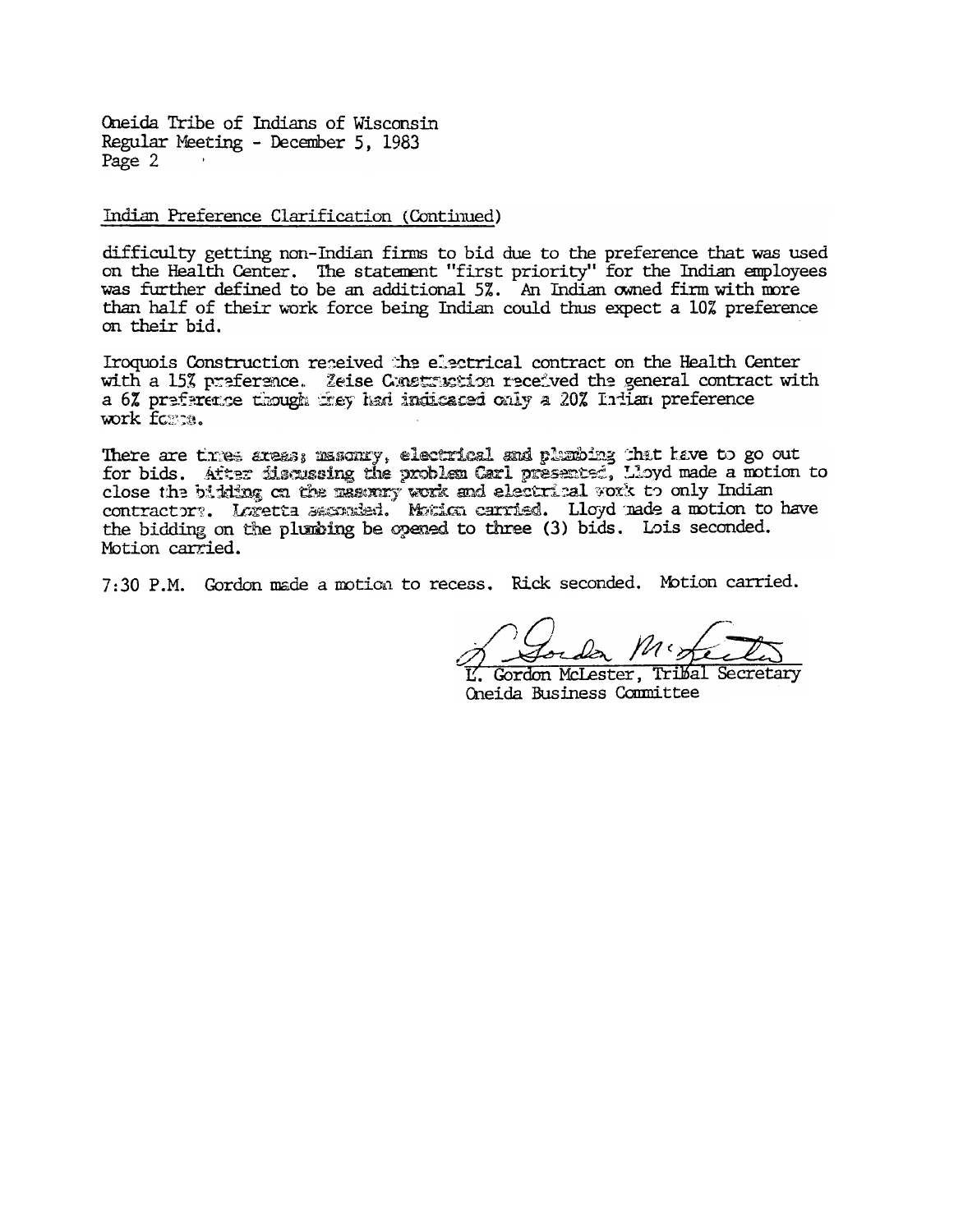Oneida Tribe of Indians of Wisconsin
Regular Meeting - December 5, 1983
Page 2

Indian Preference Clarification (Continued)

difficulty getting non-Indian firms to bid due to the preference that was used on the Health Center. The statement "first priority" for the Indian employees was further defined to be an additional 5%. An Indian owned firm with more than half of their work force being Indian could thus expect a 10% preference on their bid.

Iroquois Construction received the electrical contract on the Health Center with a 15% preference. Zeise Construction received the general contract with a 6% preference though they had indicated only a 20% Indian preference work force.

There are three areas; masonry, electrical and plumbing that have to go out for bids. After discussing the problem Carl presented, Lloyd made a motion to close the bidding on the masonry work and electrical work to only Indian contractors. Loretta seconded. Motion carried. Lloyd made a motion to have the bidding on the plumbing be opened to three (3) bids. Lois seconded. Motion carried.

7:30 P.M. Gordon made a motion to recess. Rick seconded. Motion carried.

L. Gordon McLester, Tribal Secretary
Oneida Business Committee